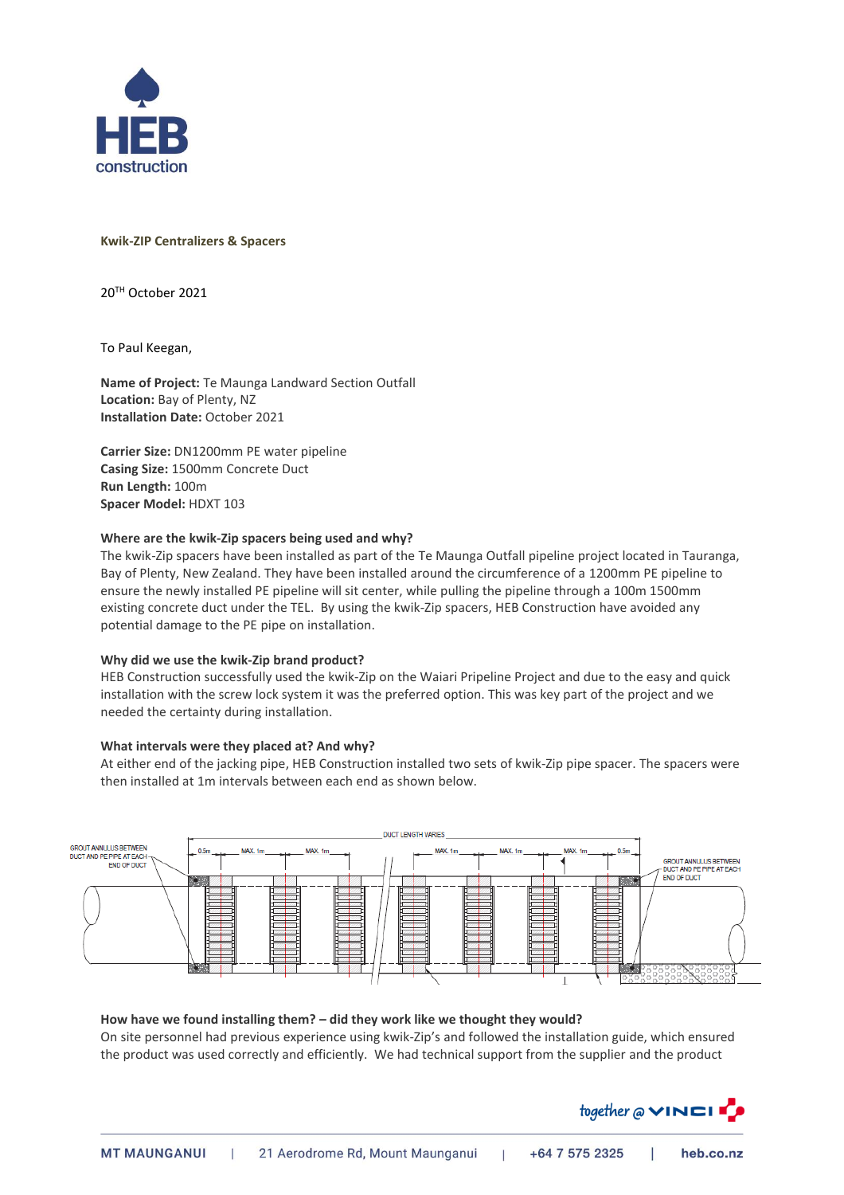**Kwik-ZIP Centralizers & Spacers**

20TH October 2021

To Paul Keegan,

**Name of Project:** Te Maunga Landward Section Outfall
**Location:** Bay of Plenty, NZ
**Installation Date:** October 2021

**Carrier Size:** DN1200mm PE water pipeline
**Casing Size:** 1500mm Concrete Duct
**Run Length:** 100m
**Spacer Model:** HDXT 103

**Where are the kwik-Zip spacers being used and why?**
The kwik-Zip spacers have been installed as part of the Te Maunga Outfall pipeline project located in Tauranga, Bay of Plenty, New Zealand. They have been installed around the circumference of a 1200mm PE pipeline to ensure the newly installed PE pipeline will sit center, while pulling the pipeline through a 100m 1500mm existing concrete duct under the TEL. By using the kwik-Zip spacers, HEB Construction have avoided any potential damage to the PE pipe on installation.

**Why did we use the kwik-Zip brand product?**
HEB Construction successfully used the kwik-Zip on the Waiari Pripeline Project and due to the easy and quick installation with the screw lock system it was the preferred option. This was key part of the project and we needed the certainty during installation.

**What intervals were they placed at? And why?**
At either end of the jacking pipe, HEB Construction installed two sets of kwik-Zip pipe spacer. The spacers were then installed at 1m intervals between each end as shown below.

GROUT ANNULUS BETWEEN DUCT AND PE PIPE AT EACH END OF DUCT | DUCT LENGTH VARIES | 0.5m | MAX. 1m | MAX. 1m | MAX. 1m | MAX. 1m | MAX. 1m | 0.5m | GROUT ANNULUS BETWEEN DUCT AND PE PIPE AT EACH END OF DUCT

**How have we found installing them? – did they work like we thought they would?**
On site personnel had previous experience using kwik-Zip's and followed the installation guide, which ensured the product was used correctly and efficiently. We had technical support from the supplier and the product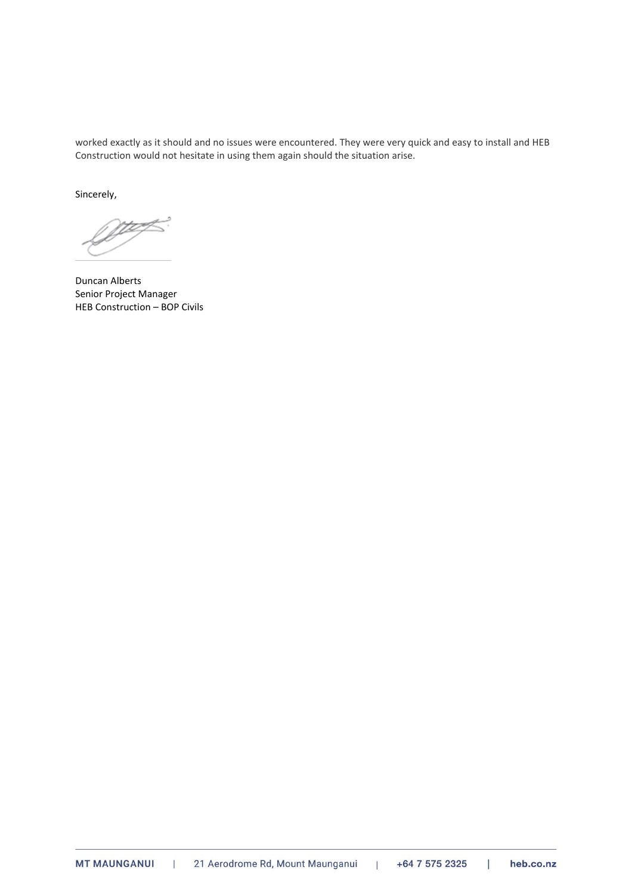worked exactly as it should and no issues were encountered. They were very quick and easy to install and HEB Construction would not hesitate in using them again should the situation arise.

Sincerely,

Duncan Alberts
Senior Project Manager
HEB Construction – BOP Civils